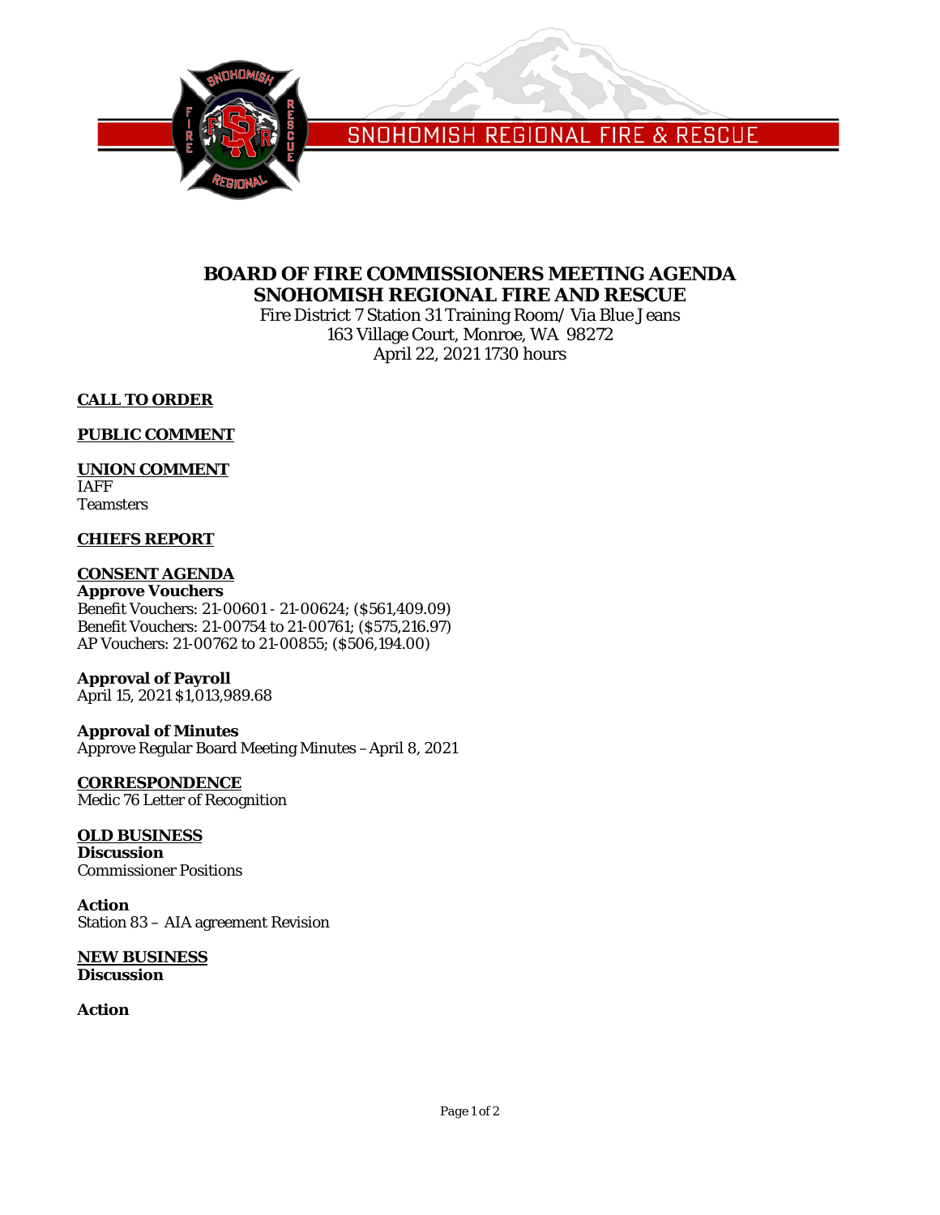SNOHOMISH REGIONAL FIRE & RESCUE

# BOARD OF FIRE COMMISSIONERS MEETING AGENDA
# SNOHOMISH REGIONAL FIRE AND RESCUE

Fire District 7 Station 31 Training Room/ Via Blue Jeans
163 Village Court, Monroe, WA 98272
April 22, 2021 1730 hours

## CALL TO ORDER

## PUBLIC COMMENT

## UNION COMMENT

IAFF
Teamsters

## CHIEFS REPORT

## CONSENT AGENDA

**Approve Vouchers**
Benefit Vouchers: 21-00601 - 21-00624; ($561,409.09)
Benefit Vouchers: 21-00754 to 21-00761; ($575,216.97)
AP Vouchers: 21-00762 to 21-00855; ($506,194.00)

**Approval of Payroll**
April 15, 2021 $1,013,989.68

**Approval of Minutes**
Approve Regular Board Meeting Minutes – April 8, 2021

## CORRESPONDENCE

Medic 76 Letter of Recognition

## OLD BUSINESS

**Discussion**
Commissioner Positions

**Action**
Station 83 – AIA agreement Revision

## NEW BUSINESS

**Discussion**

**Action**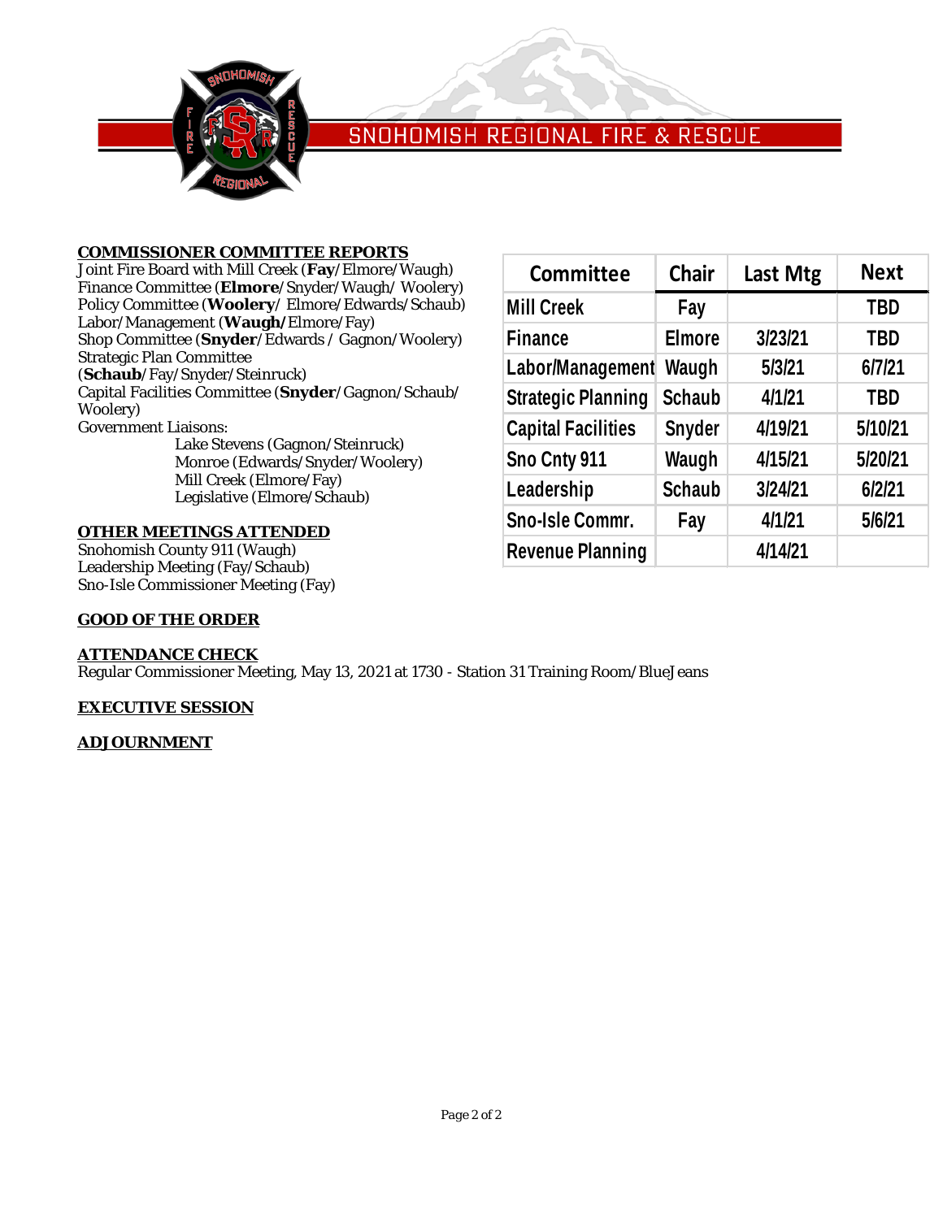**SNOHOMISH REGIONAL FIRE & RESCUE**

## COMMISSIONER COMMITTEE REPORTS

Joint Fire Board with Mill Creek (**Fay**/Elmore/Waugh)
Finance Committee (**Elmore**/Snyder/Waugh/ Woolery)
Policy Committee (**Woolery**/ Elmore/Edwards/Schaub)
Labor/Management (**Waugh/**Elmore/Fay)
Shop Committee (**Snyder**/Edwards / Gagnon/Woolery)
Strategic Plan Committee (**Schaub**/Fay/Snyder/Steinruck)
Capital Facilities Committee (**Snyder**/Gagnon/Schaub/ Woolery)
Government Liaisons:

- Lake Stevens (Gagnon/Steinruck)
- Monroe (Edwards/Snyder/Woolery)
- Mill Creek (Elmore/Fay)
- Legislative (Elmore/Schaub)

| Committee | Chair | Last Mtg | Next |
|---|---|---|---|
| Mill Creek | Fay | | TBD |
| Finance | Elmore | 3/23/21 | TBD |
| Labor/Management | Waugh | 5/3/21 | 6/7/21 |
| Strategic Planning | Schaub | 4/1/21 | TBD |
| Capital Facilities | Snyder | 4/19/21 | 5/10/21 |
| Sno Cnty 911 | Waugh | 4/15/21 | 5/20/21 |
| Leadership | Schaub | 3/24/21 | 6/2/21 |
| Sno-Isle Commr. | Fay | 4/1/21 | 5/6/21 |
| Revenue Planning | | 4/14/21 | |

## OTHER MEETINGS ATTENDED

Snohomish County 911 (Waugh)
Leadership Meeting (Fay/Schaub)
Sno-Isle Commissioner Meeting (Fay)

## GOOD OF THE ORDER

## ATTENDANCE CHECK

Regular Commissioner Meeting, May 13, 2021 at 1730 - Station 31 Training Room/BlueJeans

## EXECUTIVE SESSION

## ADJOURNMENT